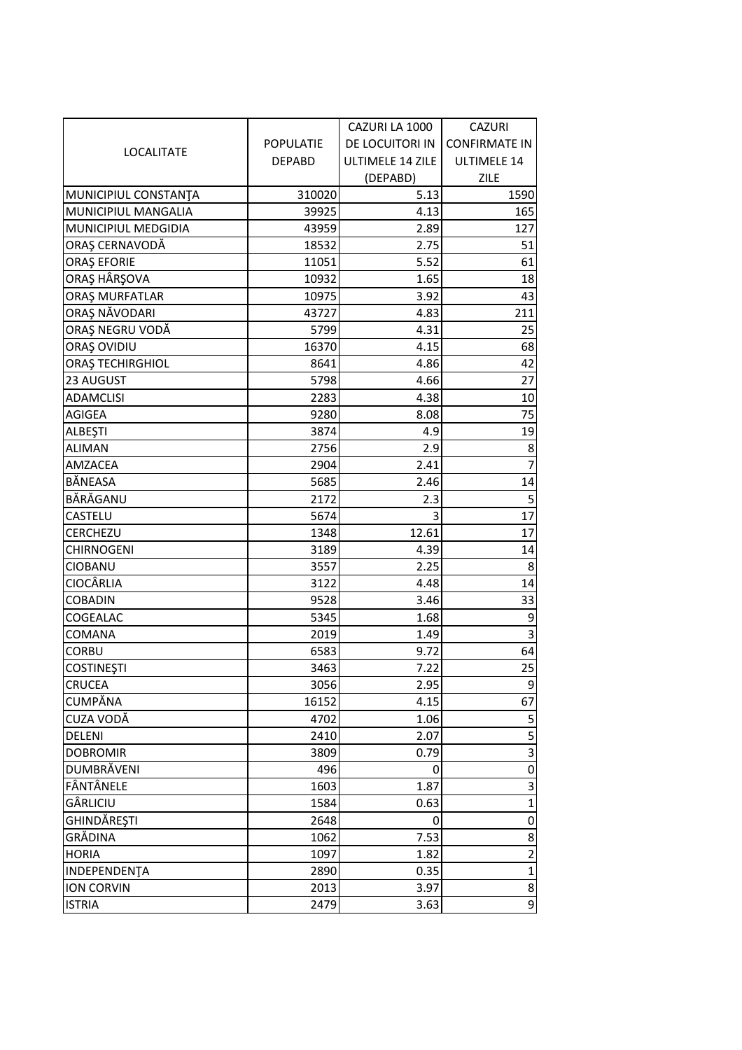| LOCALITATE | POPULATIE DEPABD | CAZURI LA 1000 DE LOCUITORI IN ULTIMELE 14 ZILE (DEPABD) | CAZURI CONFIRMATE IN ULTIMELE 14 ZILE |
|---|---|---|---|
| MUNICIPIUL CONSTANŢA | 310020 | 5.13 | 1590 |
| MUNICIPIUL MANGALIA | 39925 | 4.13 | 165 |
| MUNICIPIUL MEDGIDIA | 43959 | 2.89 | 127 |
| ORAŞ CERNAVODĂ | 18532 | 2.75 | 51 |
| ORAŞ EFORIE | 11051 | 5.52 | 61 |
| ORAŞ HÂRŞOVA | 10932 | 1.65 | 18 |
| ORAŞ MURFATLAR | 10975 | 3.92 | 43 |
| ORAŞ NĂVODARI | 43727 | 4.83 | 211 |
| ORAŞ NEGRU VODĂ | 5799 | 4.31 | 25 |
| ORAŞ OVIDIU | 16370 | 4.15 | 68 |
| ORAŞ TECHIRGHIOL | 8641 | 4.86 | 42 |
| 23 AUGUST | 5798 | 4.66 | 27 |
| ADAMCLISI | 2283 | 4.38 | 10 |
| AGIGEA | 9280 | 8.08 | 75 |
| ALBEŞTI | 3874 | 4.9 | 19 |
| ALIMAN | 2756 | 2.9 | 8 |
| AMZACEA | 2904 | 2.41 | 7 |
| BĂNEASA | 5685 | 2.46 | 14 |
| BĂRĂGANU | 2172 | 2.3 | 5 |
| CASTELU | 5674 | 3 | 17 |
| CERCHEZU | 1348 | 12.61 | 17 |
| CHIRNOGENI | 3189 | 4.39 | 14 |
| CIOBANU | 3557 | 2.25 | 8 |
| CIOCÂRLIA | 3122 | 4.48 | 14 |
| COBADIN | 9528 | 3.46 | 33 |
| COGEALAC | 5345 | 1.68 | 9 |
| COMANA | 2019 | 1.49 | 3 |
| CORBU | 6583 | 9.72 | 64 |
| COSTINEŞTI | 3463 | 7.22 | 25 |
| CRUCEA | 3056 | 2.95 | 9 |
| CUMPĂNA | 16152 | 4.15 | 67 |
| CUZA VODĂ | 4702 | 1.06 | 5 |
| DELENI | 2410 | 2.07 | 5 |
| DOBROMIR | 3809 | 0.79 | 3 |
| DUMBRĂVENI | 496 | 0 | 0 |
| FÂNTÂNELE | 1603 | 1.87 | 3 |
| GÂRLICIU | 1584 | 0.63 | 1 |
| GHINDĂREŞTI | 2648 | 0 | 0 |
| GRĂDINA | 1062 | 7.53 | 8 |
| HORIA | 1097 | 1.82 | 2 |
| INDEPENDENŢA | 2890 | 0.35 | 1 |
| ION CORVIN | 2013 | 3.97 | 8 |
| ISTRIA | 2479 | 3.63 | 9 |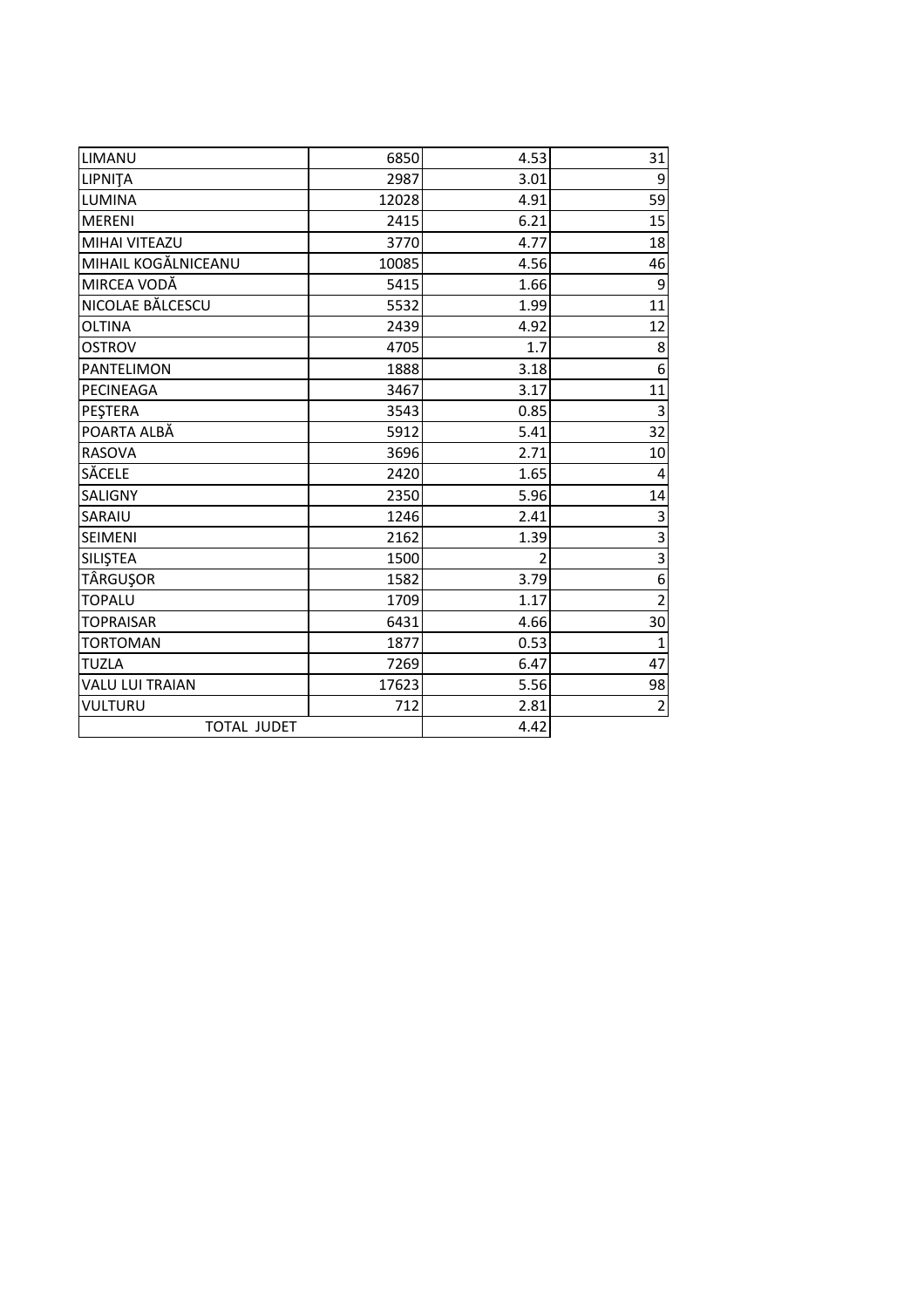| | | | |
|---|---|---|---|
| LIMANU | 6850 | 4.53 | 31 |
| LIPNIŢA | 2987 | 3.01 | 9 |
| LUMINA | 12028 | 4.91 | 59 |
| MERENI | 2415 | 6.21 | 15 |
| MIHAI VITEAZU | 3770 | 4.77 | 18 |
| MIHAIL KOGĂLNICEANU | 10085 | 4.56 | 46 |
| MIRCEA VODĂ | 5415 | 1.66 | 9 |
| NICOLAE BĂLCESCU | 5532 | 1.99 | 11 |
| OLTINA | 2439 | 4.92 | 12 |
| OSTROV | 4705 | 1.7 | 8 |
| PANTELIMON | 1888 | 3.18 | 6 |
| PECINEAGA | 3467 | 3.17 | 11 |
| PEŞTERA | 3543 | 0.85 | 3 |
| POARTA ALBĂ | 5912 | 5.41 | 32 |
| RASOVA | 3696 | 2.71 | 10 |
| SĂCELE | 2420 | 1.65 | 4 |
| SALIGNY | 2350 | 5.96 | 14 |
| SARAIU | 1246 | 2.41 | 3 |
| SEIMENI | 2162 | 1.39 | 3 |
| SILIŞTEA | 1500 | 2 | 3 |
| TÂRGUŞOR | 1582 | 3.79 | 6 |
| TOPALU | 1709 | 1.17 | 2 |
| TOPRAISAR | 6431 | 4.66 | 30 |
| TORTOMAN | 1877 | 0.53 | 1 |
| TUZLA | 7269 | 6.47 | 47 |
| VALU LUI TRAIAN | 17623 | 5.56 | 98 |
| VULTURU | 712 | 2.81 | 2 |
| TOTAL JUDET | | 4.42 | |